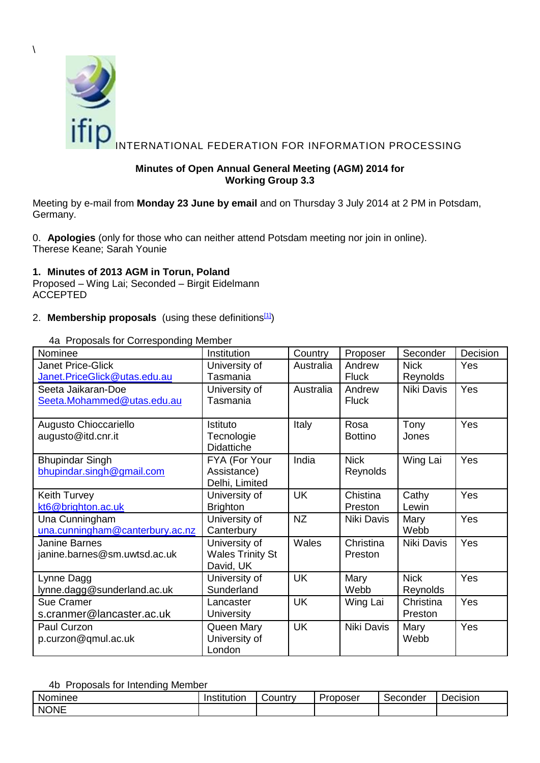\

INTERNATIONAL FEDERATION FOR INFORMATION PROCESSING

**Minutes of Open Annual General Meeting (AGM) 2014 for Working Group 3.3**

Meeting by e-mail from **Monday 23 June by email** and on Thursday 3 July 2014 at 2 PM in Potsdam, Germany.

0. **Apologies** (only for those who can neither attend Potsdam meeting nor join in online).
Therese Keane; Sarah Younie

**1. Minutes of 2013 AGM in Torun, Poland**
Proposed – Wing Lai; Seconded – Birgit Eidelmann
ACCEPTED

2. **Membership proposals** (using these definitions[1])

4a Proposals for Corresponding Member

| Nominee | Institution | Country | Proposer | Seconder | Decision |
|---|---|---|---|---|---|
| Janet Price-Glick Janet.PriceGlick@utas.edu.au | University of Tasmania | Australia | Andrew Fluck | Nick Reynolds | Yes |
| Seeta Jaikaran-Doe Seeta.Mohammed@utas.edu.au | University of Tasmania | Australia | Andrew Fluck | Niki Davis | Yes |
| Augusto Chioccariello augusto@itd.cnr.it | Istituto Tecnologie Didattiche | Italy | Rosa Bottino | Tony Jones | Yes |
| Bhupindar Singh bhupindar.singh@gmail.com | FYA (For Your Assistance) Delhi, Limited | India | Nick Reynolds | Wing Lai | Yes |
| Keith Turvey kt6@brighton.ac.uk | University of Brighton | UK | Chistina Preston | Cathy Lewin | Yes |
| Una Cunningham una.cunningham@canterbury.ac.nz | University of Canterbury | NZ | Niki Davis | Mary Webb | Yes |
| Janine Barnes janine.barnes@sm.uwtsd.ac.uk | University of Wales Trinity St David, UK | Wales | Christina Preston | Niki Davis | Yes |
| Lynne Dagg lynne.dagg@sunderland.ac.uk | University of Sunderland | UK | Mary Webb | Nick Reynolds | Yes |
| Sue Cramer s.cranmer@lancaster.ac.uk | Lancaster University | UK | Wing Lai | Christina Preston | Yes |
| Paul Curzon p.curzon@qmul.ac.uk | Queen Mary University of London | UK | Niki Davis | Mary Webb | Yes |

4b Proposals for Intending Member

| Nominee | Institution | Country | Proposer | Seconder | Decision |
|---|---|---|---|---|---|
| NONE | | | | | |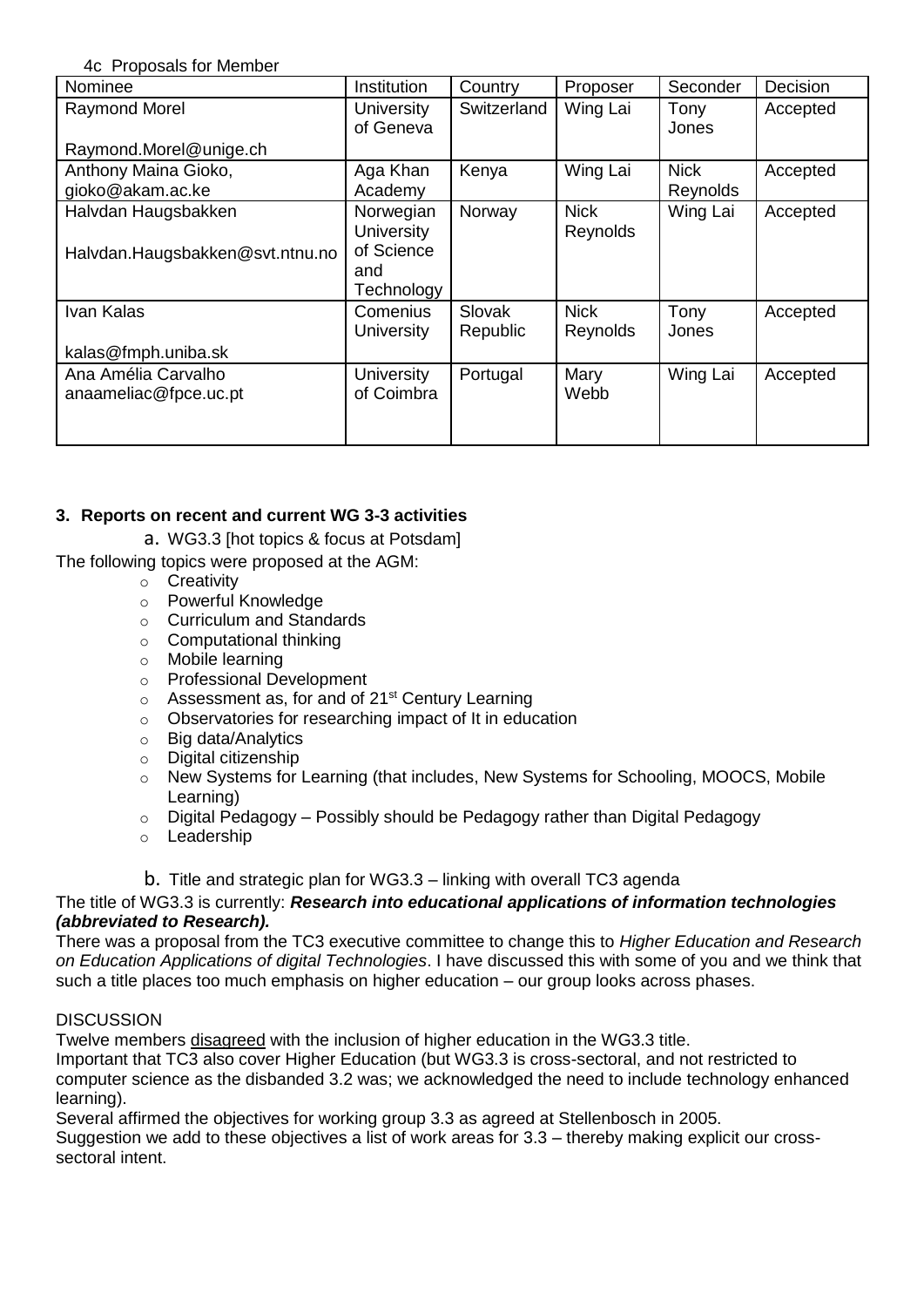4c Proposals for Member

| Nominee | Institution | Country | Proposer | Seconder | Decision |
|---|---|---|---|---|---|
| Raymond Morel<br><br>Raymond.Morel@unige.ch | University of Geneva | Switzerland | Wing Lai | Tony Jones | Accepted |
| Anthony Maina Gioko,<br>gioko@akam.ac.ke | Aga Khan Academy | Kenya | Wing Lai | Nick Reynolds | Accepted |
| Halvdan Haugsbakken<br><br>Halvdan.Haugsbakken@svt.ntnu.no | Norwegian University of Science and Technology | Norway | Nick Reynolds | Wing Lai | Accepted |
| Ivan Kalas<br><br>kalas@fmph.uniba.sk | Comenius University | Slovak Republic | Nick Reynolds | Tony Jones | Accepted |
| Ana Amélia Carvalho<br>anaameliac@fpce.uc.pt | University of Coimbra | Portugal | Mary Webb | Wing Lai | Accepted |

### 3. Reports on recent and current WG 3-3 activities

a. WG3.3 [hot topics & focus at Potsdam]

The following topics were proposed at the AGM:

- Creativity
- Powerful Knowledge
- Curriculum and Standards
- Computational thinking
- Mobile learning
- Professional Development
- Assessment as, for and of 21st Century Learning
- Observatories for researching impact of It in education
- Big data/Analytics
- Digital citizenship
- New Systems for Learning (that includes, New Systems for Schooling, MOOCS, Mobile Learning)
- Digital Pedagogy – Possibly should be Pedagogy rather than Digital Pedagogy
- Leadership

b. Title and strategic plan for WG3.3 – linking with overall TC3 agenda

The title of WG3.3 is currently: ***Research into educational applications of information technologies (abbreviated to Research).***

There was a proposal from the TC3 executive committee to change this to *Higher Education and Research on Education Applications of digital Technologies*. I have discussed this with some of you and we think that such a title places too much emphasis on higher education – our group looks across phases.

DISCUSSION

Twelve members disagreed with the inclusion of higher education in the WG3.3 title.

Important that TC3 also cover Higher Education (but WG3.3 is cross-sectoral, and not restricted to computer science as the disbanded 3.2 was; we acknowledged the need to include technology enhanced learning).

Several affirmed the objectives for working group 3.3 as agreed at Stellenbosch in 2005.

Suggestion we add to these objectives a list of work areas for 3.3 – thereby making explicit our cross-sectoral intent.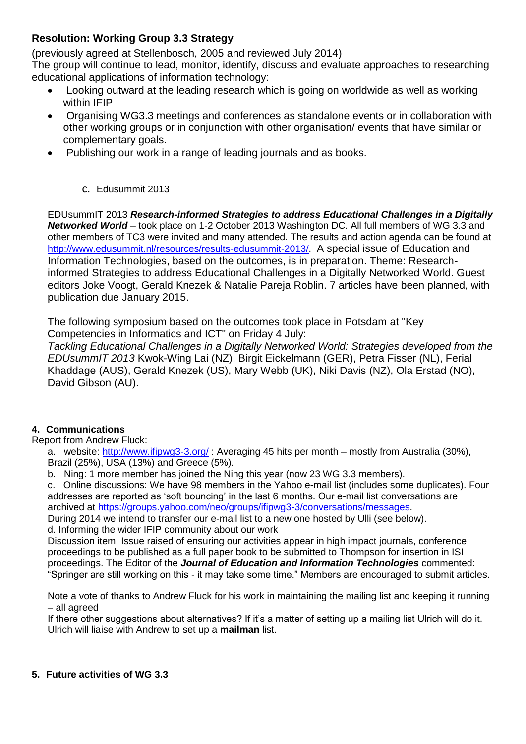**Resolution: Working Group 3.3 Strategy**

(previously agreed at Stellenbosch, 2005 and reviewed July 2014)

The group will continue to lead, monitor, identify, discuss and evaluate approaches to researching educational applications of information technology:

- Looking outward at the leading research which is going on worldwide as well as working within IFIP
- Organising WG3.3 meetings and conferences as standalone events or in collaboration with other working groups or in conjunction with other organisation/ events that have similar or complementary goals.
- Publishing our work in a range of leading journals and as books.

c. Edusummit 2013

EDUsummIT 2013 ***Research-informed Strategies to address Educational Challenges in a Digitally Networked World*** – took place on 1-2 October 2013 Washington DC. All full members of WG 3.3 and other members of TC3 were invited and many attended. The results and action agenda can be found at http://www.edusummit.nl/resources/results-edusummit-2013/. A special issue of Education and Information Technologies, based on the outcomes, is in preparation. Theme: Research-informed Strategies to address Educational Challenges in a Digitally Networked World. Guest editors Joke Voogt, Gerald Knezek & Natalie Pareja Roblin. 7 articles have been planned, with publication due January 2015.

The following symposium based on the outcomes took place in Potsdam at "Key Competencies in Informatics and ICT" on Friday 4 July:

*Tackling Educational Challenges in a Digitally Networked World: Strategies developed from the EDUsummIT 2013* Kwok-Wing Lai (NZ), Birgit Eickelmann (GER), Petra Fisser (NL), Ferial Khaddage (AUS), Gerald Knezek (US), Mary Webb (UK), Niki Davis (NZ), Ola Erstad (NO), David Gibson (AU).

**4. Communications**

Report from Andrew Fluck:

a. website: http://www.ifipwg3-3.org/ : Averaging 45 hits per month – mostly from Australia (30%), Brazil (25%), USA (13%) and Greece (5%).

b. Ning: 1 more member has joined the Ning this year (now 23 WG 3.3 members).

c. Online discussions: We have 98 members in the Yahoo e-mail list (includes some duplicates). Four addresses are reported as 'soft bouncing' in the last 6 months. Our e-mail list conversations are archived at https://groups.yahoo.com/neo/groups/ifipwg3-3/conversations/messages.

During 2014 we intend to transfer our e-mail list to a new one hosted by Ulli (see below).

d. Informing the wider IFIP community about our work

Discussion item: Issue raised of ensuring our activities appear in high impact journals, conference proceedings to be published as a full paper book to be submitted to Thompson for insertion in ISI proceedings. The Editor of the ***Journal of Education and Information Technologies*** commented: "Springer are still working on this - it may take some time." Members are encouraged to submit articles.

Note a vote of thanks to Andrew Fluck for his work in maintaining the mailing list and keeping it running – all agreed

If there other suggestions about alternatives? If it's a matter of setting up a mailing list Ulrich will do it. Ulrich will liaise with Andrew to set up a **mailman** list.

**5. Future activities of WG 3.3**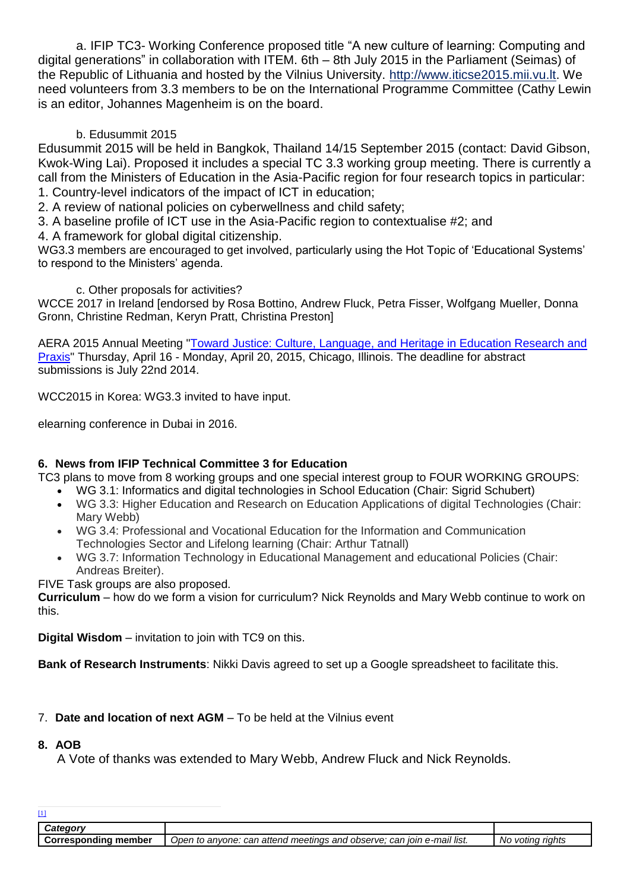a. IFIP TC3- Working Conference proposed title "A new culture of learning: Computing and digital generations" in collaboration with ITEM. 6th – 8th July 2015 in the Parliament (Seimas) of the Republic of Lithuania and hosted by the Vilnius University. http://www.iticse2015.mii.vu.lt. We need volunteers from 3.3 members to be on the International Programme Committee (Cathy Lewin is an editor, Johannes Magenheim is on the board.

b. Edusummit 2015

Edusummit 2015 will be held in Bangkok, Thailand 14/15 September 2015 (contact: David Gibson, Kwok-Wing Lai). Proposed it includes a special TC 3.3 working group meeting. There is currently a call from the Ministers of Education in the Asia-Pacific region for four research topics in particular:

1. Country-level indicators of the impact of ICT in education;
2. A review of national policies on cyberwellness and child safety;
3. A baseline profile of ICT use in the Asia-Pacific region to contextualise #2; and
4. A framework for global digital citizenship.

WG3.3 members are encouraged to get involved, particularly using the Hot Topic of 'Educational Systems' to respond to the Ministers' agenda.

c. Other proposals for activities?

WCCE 2017 in Ireland [endorsed by Rosa Bottino, Andrew Fluck, Petra Fisser, Wolfgang Mueller, Donna Gronn, Christine Redman, Keryn Pratt, Christina Preston]

AERA 2015 Annual Meeting "Toward Justice: Culture, Language, and Heritage in Education Research and Praxis" Thursday, April 16 - Monday, April 20, 2015, Chicago, Illinois. The deadline for abstract submissions is July 22nd 2014.

WCC2015 in Korea: WG3.3 invited to have input.

elearning conference in Dubai in 2016.

## 6. News from IFIP Technical Committee 3 for Education

TC3 plans to move from 8 working groups and one special interest group to FOUR WORKING GROUPS:

- WG 3.1: Informatics and digital technologies in School Education (Chair: Sigrid Schubert)
- WG 3.3: Higher Education and Research on Education Applications of digital Technologies (Chair: Mary Webb)
- WG 3.4: Professional and Vocational Education for the Information and Communication Technologies Sector and Lifelong learning (Chair: Arthur Tatnall)
- WG 3.7: Information Technology in Educational Management and educational Policies (Chair: Andreas Breiter).

FIVE Task groups are also proposed.

**Curriculum** – how do we form a vision for curriculum? Nick Reynolds and Mary Webb continue to work on this.

**Digital Wisdom** – invitation to join with TC9 on this.

**Bank of Research Instruments**: Nikki Davis agreed to set up a Google spreadsheet to facilitate this.

## 7. Date and location of next AGM – To be held at the Vilnius event

## 8. AOB

A Vote of thanks was extended to Mary Webb, Andrew Fluck and Nick Reynolds.

[1]

| *Category* | | |
|---|---|---|
| **Corresponding member** | *Open to anyone: can attend meetings and observe; can join e-mail list.* | *No voting rights* |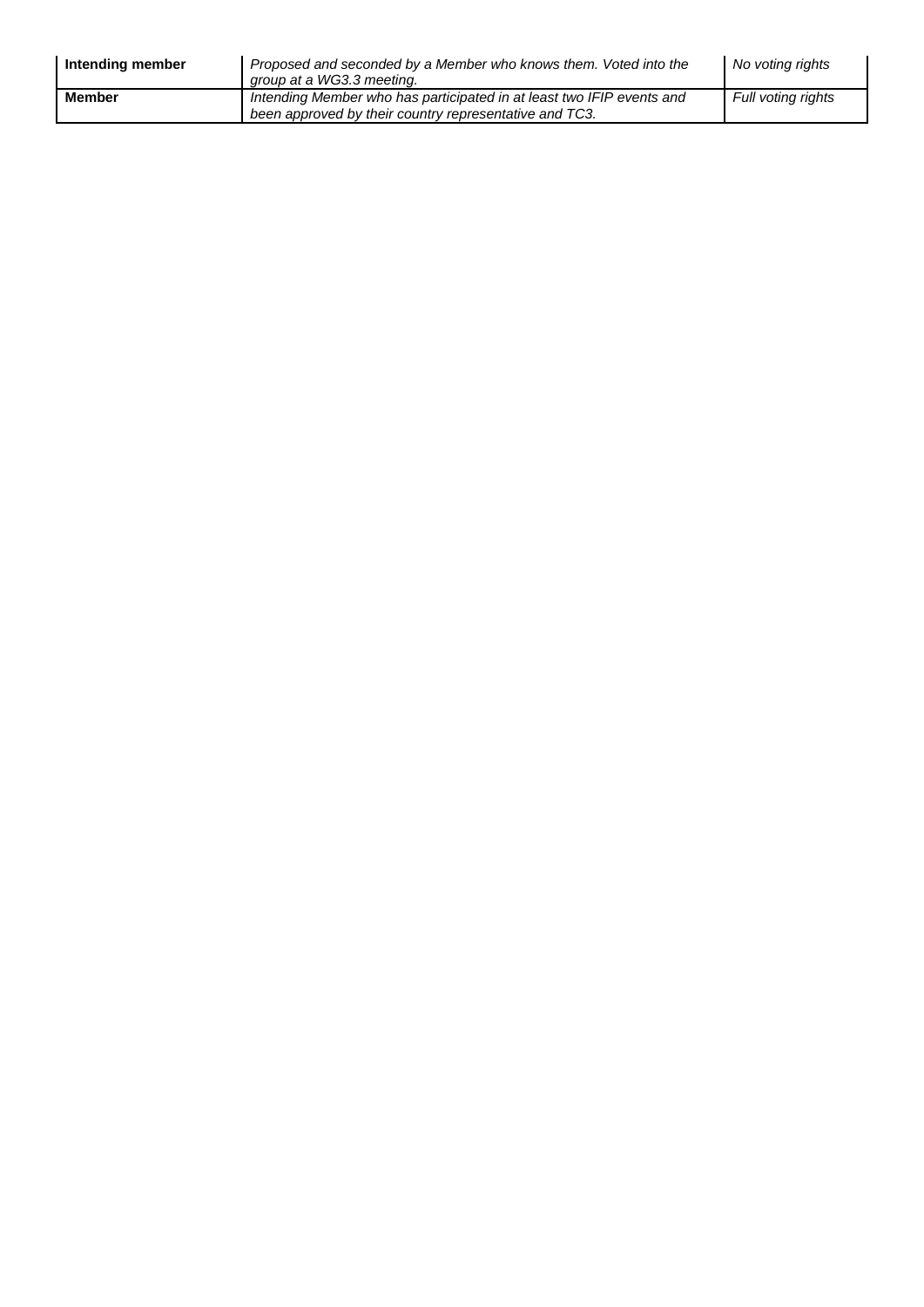| | | |
|---|---|---|
| **Intending member** | *Proposed and seconded by a Member who knows them. Voted into the group at a WG3.3 meeting.* | *No voting rights* |
| **Member** | *Intending Member who has participated in at least two IFIP events and been approved by their country representative and TC3.* | *Full voting rights* |